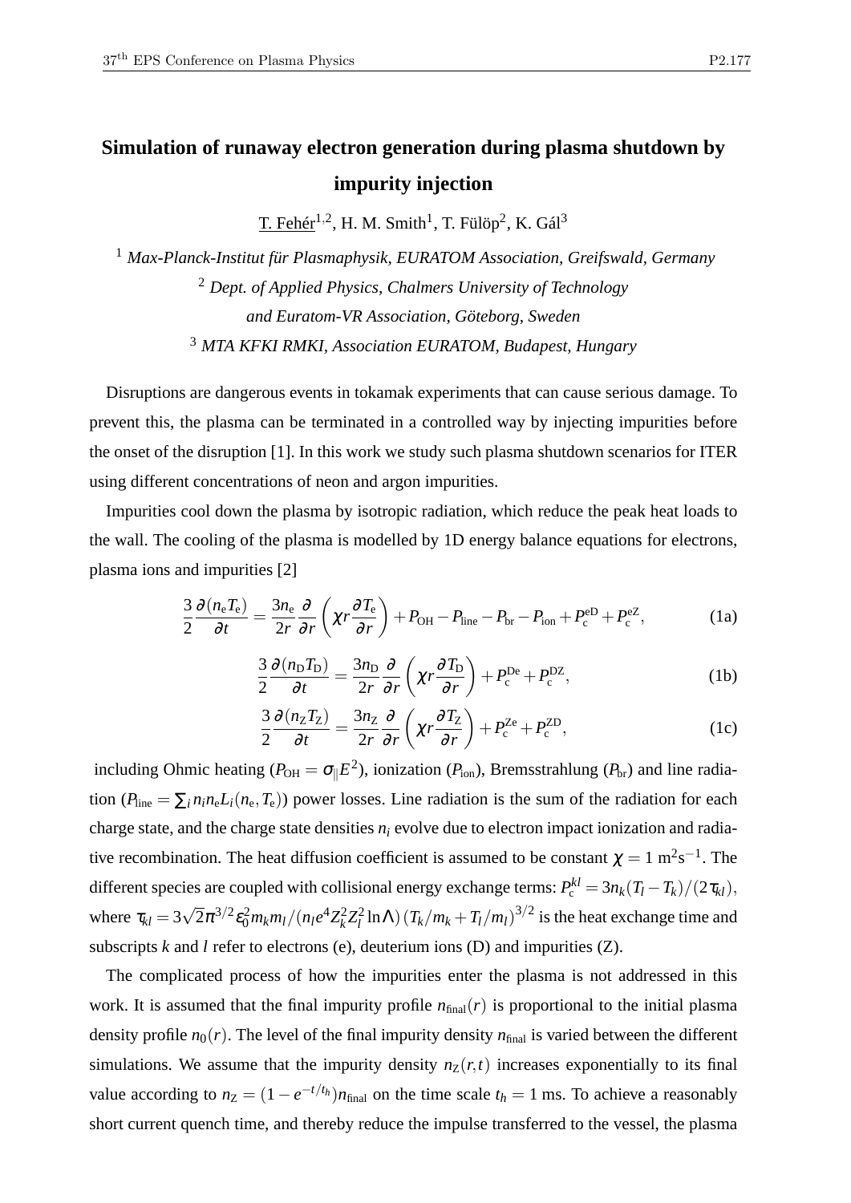# Simulation of runaway electron generation during plasma shutdown by impurity injection

T. Fehér[1,2], H. M. Smith[1], T. Fülöp[2], K. Gál[3]

[1] *Max-Planck-Institut für Plasmaphysik, EURATOM Association, Greifswald, Germany*

[2] *Dept. of Applied Physics, Chalmers University of Technology and Euratom-VR Association, Göteborg, Sweden*

[3] *MTA KFKI RMKI, Association EURATOM, Budapest, Hungary*

Disruptions are dangerous events in tokamak experiments that can cause serious damage. To prevent this, the plasma can be terminated in a controlled way by injecting impurities before the onset of the disruption [1]. In this work we study such plasma shutdown scenarios for ITER using different concentrations of neon and argon impurities.

Impurities cool down the plasma by isotropic radiation, which reduce the peak heat loads to the wall. The cooling of the plasma is modelled by 1D energy balance equations for electrons, plasma ions and impurities [2]

$$\frac{3}{2}\frac{\partial(n_\mathrm{e}T_\mathrm{e})}{\partial t} = \frac{3n_\mathrm{e}}{2r}\frac{\partial}{\partial r}\left(\chi r \frac{\partial T_\mathrm{e}}{\partial r}\right) + P_\mathrm{OH} - P_\mathrm{line} - P_\mathrm{br} - P_\mathrm{ion} + P_\mathrm{c}^\mathrm{eD} + P_\mathrm{c}^\mathrm{eZ}, \tag{1a}$$

$$\frac{3}{2}\frac{\partial(n_\mathrm{D}T_\mathrm{D})}{\partial t} = \frac{3n_\mathrm{D}}{2r}\frac{\partial}{\partial r}\left(\chi r \frac{\partial T_\mathrm{D}}{\partial r}\right) + P_\mathrm{c}^\mathrm{De} + P_\mathrm{c}^\mathrm{DZ}, \tag{1b}$$

$$\frac{3}{2}\frac{\partial(n_\mathrm{Z}T_\mathrm{Z})}{\partial t} = \frac{3n_\mathrm{Z}}{2r}\frac{\partial}{\partial r}\left(\chi r \frac{\partial T_\mathrm{Z}}{\partial r}\right) + P_\mathrm{c}^\mathrm{Ze} + P_\mathrm{c}^\mathrm{ZD}, \tag{1c}$$

including Ohmic heating ($P_\mathrm{OH} = \sigma_\| E^2$), ionization ($P_\mathrm{ion}$), Bremsstrahlung ($P_\mathrm{br}$) and line radiation ($P_\mathrm{line} = \sum_i n_i n_\mathrm{e} L_i(n_\mathrm{e}, T_\mathrm{e})$) power losses. Line radiation is the sum of the radiation for each charge state, and the charge state densities $n_i$ evolve due to electron impact ionization and radiative recombination. The heat diffusion coefficient is assumed to be constant $\chi = 1\ \mathrm{m^2s^{-1}}$. The different species are coupled with collisional energy exchange terms: $P_\mathrm{c}^{kl} = 3n_k(T_l - T_k)/(2\tau_{kl})$, where $\tau_{kl} = 3\sqrt{2}\pi^{3/2}\varepsilon_0^2 m_k m_l/(n_l e^4 Z_k^2 Z_l^2 \ln\Lambda)\,(T_k/m_k + T_l/m_l)^{3/2}$ is the heat exchange time and subscripts $k$ and $l$ refer to electrons (e), deuterium ions (D) and impurities (Z).

The complicated process of how the impurities enter the plasma is not addressed in this work. It is assumed that the final impurity profile $n_\mathrm{final}(r)$ is proportional to the initial plasma density profile $n_0(r)$. The level of the final impurity density $n_\mathrm{final}$ is varied between the different simulations. We assume that the impurity density $n_\mathrm{Z}(r,t)$ increases exponentially to its final value according to $n_\mathrm{Z} = (1 - e^{-t/t_h})n_\mathrm{final}$ on the time scale $t_h = 1$ ms. To achieve a reasonably short current quench time, and thereby reduce the impulse transferred to the vessel, the plasma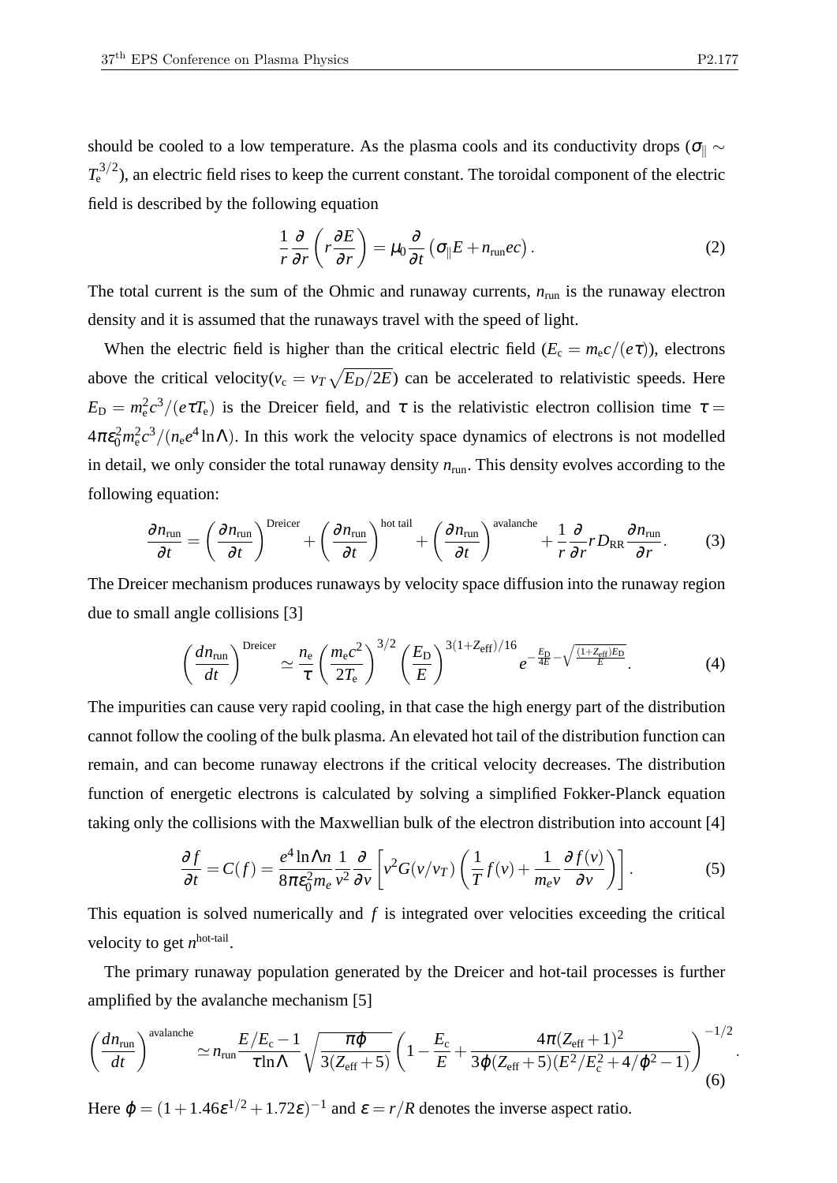should be cooled to a low temperature. As the plasma cools and its conductivity drops ($\sigma_{\|} \sim T_e^{3/2}$), an electric field rises to keep the current constant. The toroidal component of the electric field is described by the following equation

$$\frac{1}{r}\frac{\partial}{\partial r}\left(r\frac{\partial E}{\partial r}\right) = \mu_0 \frac{\partial}{\partial t}\left(\sigma_{\|}E + n_{\mathrm{run}}ec\right). \tag{2}$$

The total current is the sum of the Ohmic and runaway currents, $n_{\mathrm{run}}$ is the runaway electron density and it is assumed that the runaways travel with the speed of light.

When the electric field is higher than the critical electric field ($E_{\mathrm{c}} = m_{\mathrm{e}}c/(e\tau)$), electrons above the critical velocity($v_{\mathrm{c}} = v_T\sqrt{E_D/2E}$) can be accelerated to relativistic speeds. Here $E_{\mathrm{D}} = m_{\mathrm{e}}^2 c^3/(e\tau T_{\mathrm{e}})$ is the Dreicer field, and $\tau$ is the relativistic electron collision time $\tau = 4\pi\varepsilon_0^2 m_{\mathrm{e}}^2 c^3/(n_{\mathrm{e}}e^4 \ln\Lambda)$. In this work the velocity space dynamics of electrons is not modelled in detail, we only consider the total runaway density $n_{\mathrm{run}}$. This density evolves according to the following equation:

$$\frac{\partial n_{\mathrm{run}}}{\partial t} = \left(\frac{\partial n_{\mathrm{run}}}{\partial t}\right)^{\mathrm{Dreicer}} + \left(\frac{\partial n_{\mathrm{run}}}{\partial t}\right)^{\mathrm{hot\ tail}} + \left(\frac{\partial n_{\mathrm{run}}}{\partial t}\right)^{\mathrm{avalanche}} + \frac{1}{r}\frac{\partial}{\partial r} r D_{\mathrm{RR}} \frac{\partial n_{\mathrm{run}}}{\partial r}. \tag{3}$$

The Dreicer mechanism produces runaways by velocity space diffusion into the runaway region due to small angle collisions [3]

$$\left(\frac{dn_{\mathrm{run}}}{dt}\right)^{\mathrm{Dreicer}} \simeq \frac{n_{\mathrm{e}}}{\tau}\left(\frac{m_{\mathrm{e}}c^2}{2T_{\mathrm{e}}}\right)^{3/2}\left(\frac{E_{\mathrm{D}}}{E}\right)^{3(1+Z_{\mathrm{eff}})/16} e^{-\frac{E_{\mathrm{D}}}{4E} - \sqrt{\frac{(1+Z_{\mathrm{eff}})E_{\mathrm{D}}}{E}}}. \tag{4}$$

The impurities can cause very rapid cooling, in that case the high energy part of the distribution cannot follow the cooling of the bulk plasma. An elevated hot tail of the distribution function can remain, and can become runaway electrons if the critical velocity decreases. The distribution function of energetic electrons is calculated by solving a simplified Fokker-Planck equation taking only the collisions with the Maxwellian bulk of the electron distribution into account [4]

$$\frac{\partial f}{\partial t} = C(f) = \frac{e^4 \ln\Lambda n}{8\pi\varepsilon_0^2 m_e}\frac{1}{v^2}\frac{\partial}{\partial v}\left[v^2 G(v/v_T)\left(\frac{1}{T}f(v) + \frac{1}{m_e v}\frac{\partial f(v)}{\partial v}\right)\right]. \tag{5}$$

This equation is solved numerically and $f$ is integrated over velocities exceeding the critical velocity to get $n^{\mathrm{hot\text{-}tail}}$.

The primary runaway population generated by the Dreicer and hot-tail processes is further amplified by the avalanche mechanism [5]

$$\left(\frac{dn_{\mathrm{run}}}{dt}\right)^{\mathrm{avalanche}} \simeq n_{\mathrm{run}}\frac{E/E_{\mathrm{c}} - 1}{\tau \ln\Lambda}\sqrt{\frac{\pi\varphi}{3(Z_{\mathrm{eff}}+5)}}\left(1 - \frac{E_{\mathrm{c}}}{E} + \frac{4\pi(Z_{\mathrm{eff}}+1)^2}{3\varphi(Z_{\mathrm{eff}}+5)(E^2/E_{\mathrm{c}}^2 + 4/\varphi^2 - 1)}\right)^{-1/2}. \tag{6}$$

Here $\varphi = (1 + 1.46\varepsilon^{1/2} + 1.72\varepsilon)^{-1}$ and $\varepsilon = r/R$ denotes the inverse aspect ratio.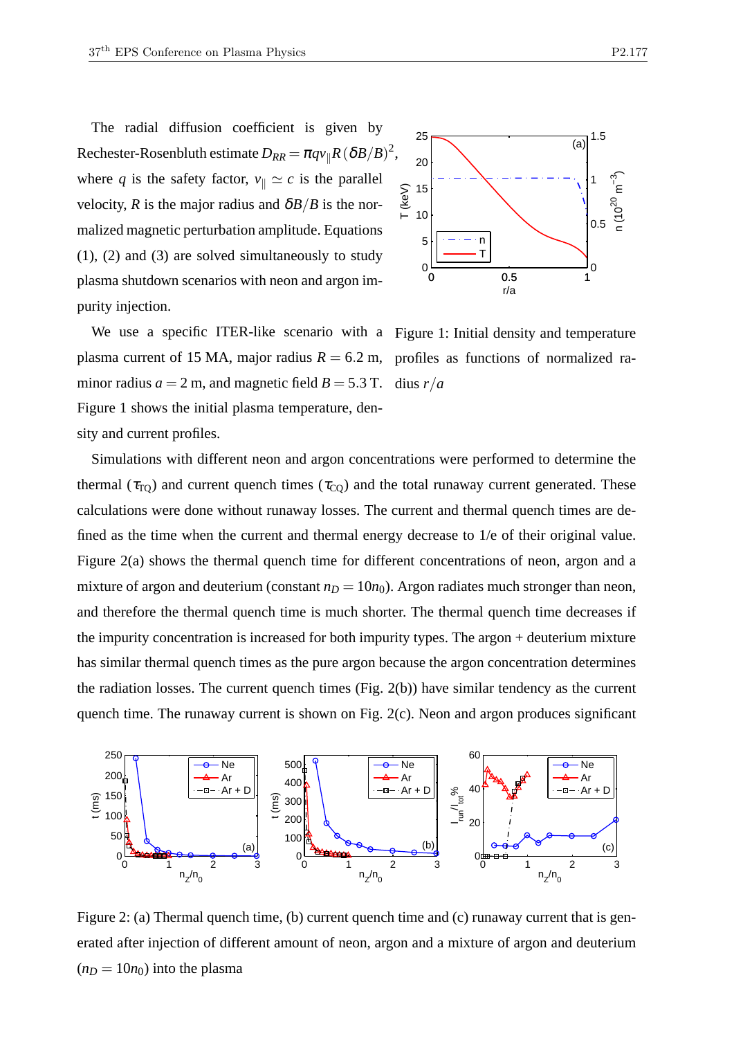The radial diffusion coefficient is given by Rechester-Rosenbluth estimate $D_{RR} = \pi q v_{\parallel} R (\delta B/B)^2$, where $q$ is the safety factor, $v_{\parallel} \simeq c$ is the parallel velocity, $R$ is the major radius and $\delta B/B$ is the normalized magnetic perturbation amplitude. Equations (1), (2) and (3) are solved simultaneously to study plasma shutdown scenarios with neon and argon impurity injection.

We use a specific ITER-like scenario with a plasma current of 15 MA, major radius $R = 6.2$ m, minor radius $a = 2$ m, and magnetic field $B = 5.3$ T. Figure 1 shows the initial plasma temperature, density and current profiles.

Figure 1: Initial density and temperature profiles as functions of normalized radius $r/a$

Simulations with different neon and argon concentrations were performed to determine the thermal ($\tau_{\mathrm{TQ}}$) and current quench times ($\tau_{\mathrm{CQ}}$) and the total runaway current generated. These calculations were done without runaway losses. The current and thermal quench times are defined as the time when the current and thermal energy decrease to 1/e of their original value. Figure 2(a) shows the thermal quench time for different concentrations of neon, argon and a mixture of argon and deuterium (constant $n_D = 10n_0$). Argon radiates much stronger than neon, and therefore the thermal quench time is much shorter. The thermal quench time decreases if the impurity concentration is increased for both impurity types. The argon + deuterium mixture has similar thermal quench times as the pure argon because the argon concentration determines the radiation losses. The current quench times (Fig. 2(b)) have similar tendency as the current quench time. The runaway current is shown on Fig. 2(c). Neon and argon produces significant

Figure 2: (a) Thermal quench time, (b) current quench time and (c) runaway current that is generated after injection of different amount of neon, argon and a mixture of argon and deuterium ($n_D = 10n_0$) into the plasma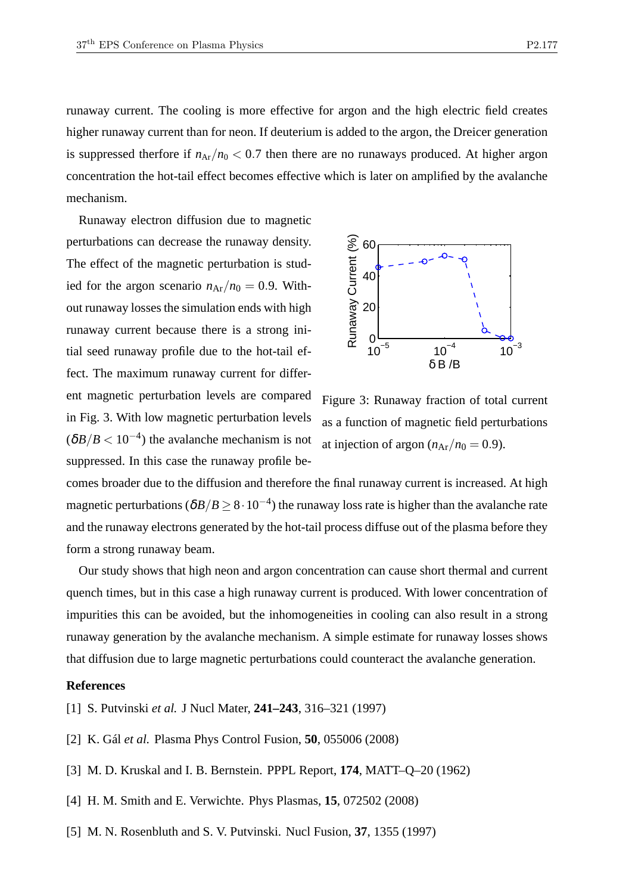runaway current. The cooling is more effective for argon and the high electric field creates higher runaway current than for neon. If deuterium is added to the argon, the Dreicer generation is suppressed therfore if $n_{\mathrm{Ar}}/n_0 < 0.7$ then there are no runaways produced. At higher argon concentration the hot-tail effect becomes effective which is later on amplified by the avalanche mechanism.

Runaway electron diffusion due to magnetic perturbations can decrease the runaway density. The effect of the magnetic perturbation is studied for the argon scenario $n_{\mathrm{Ar}}/n_0 = 0.9$. Without runaway losses the simulation ends with high runaway current because there is a strong initial seed runaway profile due to the hot-tail effect. The maximum runaway current for different magnetic perturbation levels are compared in Fig. 3. With low magnetic perturbation levels ($\delta B/B < 10^{-4}$) the avalanche mechanism is not suppressed. In this case the runaway profile becomes broader due to the diffusion and therefore the final runaway current is increased. At high magnetic perturbations ($\delta B/B \geq 8 \cdot 10^{-4}$) the runaway loss rate is higher than the avalanche rate and the runaway electrons generated by the hot-tail process diffuse out of the plasma before they form a strong runaway beam.

Runaway Current (%)
60
40
20
0
$10^{-5}$
$10^{-4}$
$10^{-3}$
δ B /B

Figure 3: Runaway fraction of total current as a function of magnetic field perturbations at injection of argon ($n_{\mathrm{Ar}}/n_0 = 0.9$).

Our study shows that high neon and argon concentration can cause short thermal and current quench times, but in this case a high runaway current is produced. With lower concentration of impurities this can be avoided, but the inhomogeneities in cooling can also result in a strong runaway generation by the avalanche mechanism. A simple estimate for runaway losses shows that diffusion due to large magnetic perturbations could counteract the avalanche generation.

**References**

[1] S. Putvinski *et al.* J Nucl Mater, **241–243**, 316–321 (1997)

[2] K. Gál *et al.* Plasma Phys Control Fusion, **50**, 055006 (2008)

[3] M. D. Kruskal and I. B. Bernstein. PPPL Report, **174**, MATT–Q–20 (1962)

[4] H. M. Smith and E. Verwichte. Phys Plasmas, **15**, 072502 (2008)

[5] M. N. Rosenbluth and S. V. Putvinski. Nucl Fusion, **37**, 1355 (1997)